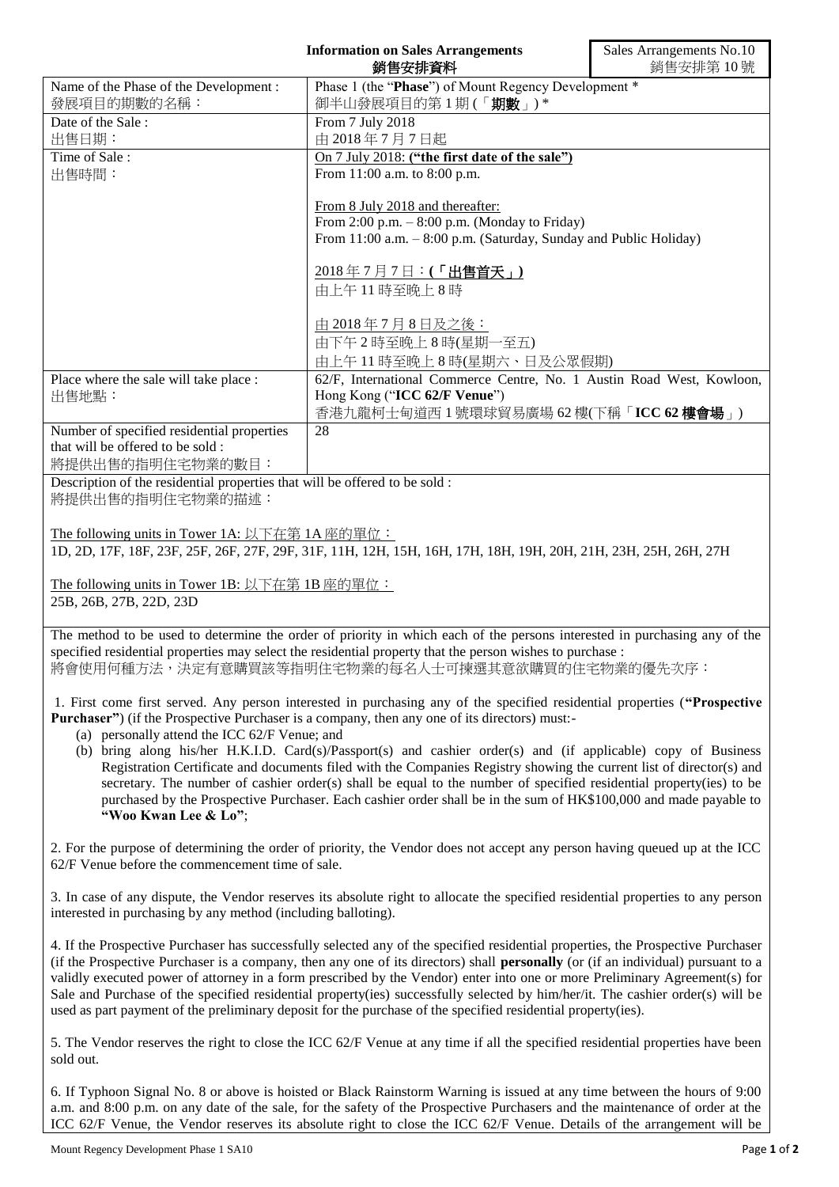**Information on Sales Arrangements**
**銷售安排資料**

Sales Arrangements No.10
銷售安排第 10 號

| | |
|---|---|
| Name of the Phase of the Development :<br>發展項目的期數的名稱： | Phase 1 (the "**Phase**") of Mount Regency Development \*<br>御半山發展項目的第 1 期 (「**期數**」) \* |
| Date of the Sale :<br>出售日期： | From 7 July 2018<br>由 2018 年 7 月 7 日起 |
| Time of Sale :<br>出售時間： | <u>On 7 July 2018: **("the first date of the sale")**</u><br>From 11:00 a.m. to 8:00 p.m.<br><br><u>From 8 July 2018 and thereafter:</u><br>From 2:00 p.m. – 8:00 p.m. (Monday to Friday)<br>From 11:00 a.m. – 8:00 p.m. (Saturday, Sunday and Public Holiday)<br><br><u>2018 年 7 月 7 日：**(「出售首天」)**</u><br>由上午 11 時至晚上 8 時<br><br><u>由 2018 年 7 月 8 日及之後：</u><br>由下午 2 時至晚上 8 時(星期一至五)<br>由上午 11 時至晚上 8 時(星期六、日及公眾假期) |
| Place where the sale will take place :<br>出售地點： | 62/F, International Commerce Centre, No. 1 Austin Road West, Kowloon, Hong Kong ("**ICC 62/F Venue**")<br>香港九龍柯士甸道西 1 號環球貿易廣場 62 樓(下稱「**ICC 62 樓會場**」) |
| Number of specified residential properties that will be offered to be sold :<br>將提供出售的指明住宅物業的數目： | 28 |

Description of the residential properties that will be offered to be sold :
將提供出售的指明住宅物業的描述：

<u>The following units in Tower 1A: 以下在第 1A 座的單位：</u>
1D, 2D, 17F, 18F, 23F, 25F, 26F, 27F, 29F, 31F, 11H, 12H, 15H, 16H, 17H, 18H, 19H, 20H, 21H, 23H, 25H, 26H, 27H

<u>The following units in Tower 1B: 以下在第 1B 座的單位：</u>
25B, 26B, 27B, 22D, 23D

The method to be used to determine the order of priority in which each of the persons interested in purchasing any of the specified residential properties may select the residential property that the person wishes to purchase :
將會使用何種方法，決定有意購買該等指明住宅物業的每名人士可揀選其意欲購買的住宅物業的優先次序：

1. First come first served. Any person interested in purchasing any of the specified residential properties (**"Prospective Purchaser"**) (if the Prospective Purchaser is a company, then any one of its directors) must:-
   (a) personally attend the ICC 62/F Venue; and
   (b) bring along his/her H.K.I.D. Card(s)/Passport(s) and cashier order(s) and (if applicable) copy of Business Registration Certificate and documents filed with the Companies Registry showing the current list of director(s) and secretary. The number of cashier order(s) shall be equal to the number of specified residential property(ies) to be purchased by the Prospective Purchaser. Each cashier order shall be in the sum of HK$100,000 and made payable to **"Woo Kwan Lee & Lo"**;

2. For the purpose of determining the order of priority, the Vendor does not accept any person having queued up at the ICC 62/F Venue before the commencement time of sale.

3. In case of any dispute, the Vendor reserves its absolute right to allocate the specified residential properties to any person interested in purchasing by any method (including balloting).

4. If the Prospective Purchaser has successfully selected any of the specified residential properties, the Prospective Purchaser (if the Prospective Purchaser is a company, then any one of its directors) shall **personally** (or (if an individual) pursuant to a validly executed power of attorney in a form prescribed by the Vendor) enter into one or more Preliminary Agreement(s) for Sale and Purchase of the specified residential property(ies) successfully selected by him/her/it. The cashier order(s) will be used as part payment of the preliminary deposit for the purchase of the specified residential property(ies).

5. The Vendor reserves the right to close the ICC 62/F Venue at any time if all the specified residential properties have been sold out.

6. If Typhoon Signal No. 8 or above is hoisted or Black Rainstorm Warning is issued at any time between the hours of 9:00 a.m. and 8:00 p.m. on any date of the sale, for the safety of the Prospective Purchasers and the maintenance of order at the ICC 62/F Venue, the Vendor reserves its absolute right to close the ICC 62/F Venue. Details of the arrangement will be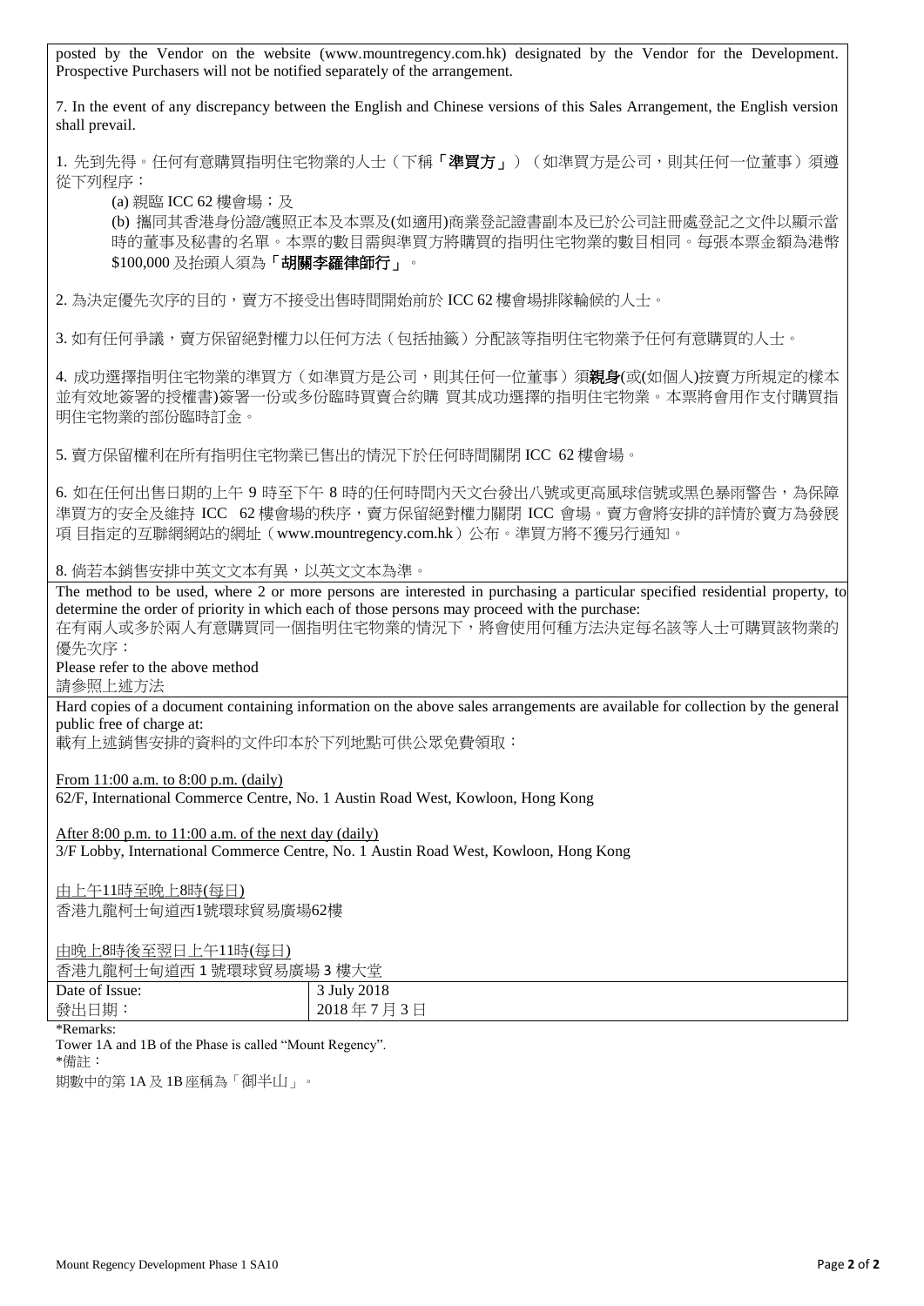posted by the Vendor on the website (www.mountregency.com.hk) designated by the Vendor for the Development. Prospective Purchasers will not be notified separately of the arrangement.

7. In the event of any discrepancy between the English and Chinese versions of this Sales Arrangement, the English version shall prevail.

1. 先到先得。任何有意購買指明住宅物業的人士（下稱**「準買方」**）（如準買方是公司，則其任何一位董事）須遵從下列程序：

(a) 親臨 ICC 62 樓會場；及

(b) 攜同其香港身份證/護照正本及本票及(如適用)商業登記證書副本及已於公司註冊處登記之文件以顯示當時的董事及秘書的名單。本票的數目需與準買方將購買的指明住宅物業的數目相同。每張本票金額為港幣 $100,000 及抬頭人須為**「胡關李羅律師行」**。

2. 為決定優先次序的目的，賣方不接受出售時間開始前於 ICC 62 樓會場排隊輪候的人士。

3. 如有任何爭議，賣方保留絕對權力以任何方法（包括抽籤）分配該等指明住宅物業予任何有意購買的人士。

4. 成功選擇指明住宅物業的準買方（如準買方是公司，則其任何一位董事）須**親身**(或(如個人)按賣方所規定的樣本並有效地簽署的授權書)簽署一份或多份臨時買賣合約購 買其成功選擇的指明住宅物業。本票將會用作支付購買指明住宅物業的部份臨時訂金。

5. 賣方保留權利在所有指明住宅物業已售出的情況下於任何時間關閉 ICC 62 樓會場。

6. 如在任何出售日期的上午 9 時至下午 8 時的任何時間內天文台發出八號或更高風球信號或黑色暴雨警告，為保障準買方的安全及維持 ICC 62 樓會場的秩序，賣方保留絕對權力關閉 ICC 會場。賣方會將安排的詳情於賣方為發展項 目指定的互聯網網站的網址（www.mountregency.com.hk）公布。準買方將不獲另行通知。

8. 倘若本銷售安排中英文文本有異，以英文文本為準。

The method to be used, where 2 or more persons are interested in purchasing a particular specified residential property, to determine the order of priority in which each of those persons may proceed with the purchase:

在有兩人或多於兩人有意購買同一個指明住宅物業的情況下，將會使用何種方法決定每名該等人士可購買該物業的優先次序：

Please refer to the above method

請參照上述方法

Hard copies of a document containing information on the above sales arrangements are available for collection by the general public free of charge at:

載有上述銷售安排的資料的文件印本於下列地點可供公眾免費領取：

From 11:00 a.m. to 8:00 p.m. (daily)

62/F, International Commerce Centre, No. 1 Austin Road West, Kowloon, Hong Kong

After 8:00 p.m. to 11:00 a.m. of the next day (daily)

3/F Lobby, International Commerce Centre, No. 1 Austin Road West, Kowloon, Hong Kong

由上午11時至晚上8時(每日)

香港九龍柯士甸道西1號環球貿易廣場62樓

由晚上8時後至翌日上午11時(每日)

香港九龍柯士甸道西 1 號環球貿易廣場 3 樓大堂

| | |
|---|---|
| Date of Issue:<br>發出日期： | 3 July 2018<br>2018 年 7 月 3 日 |

*Remarks:

Tower 1A and 1B of the Phase is called "Mount Regency".

*備註：

期數中的第 1A 及 1B 座稱為「御半山」。